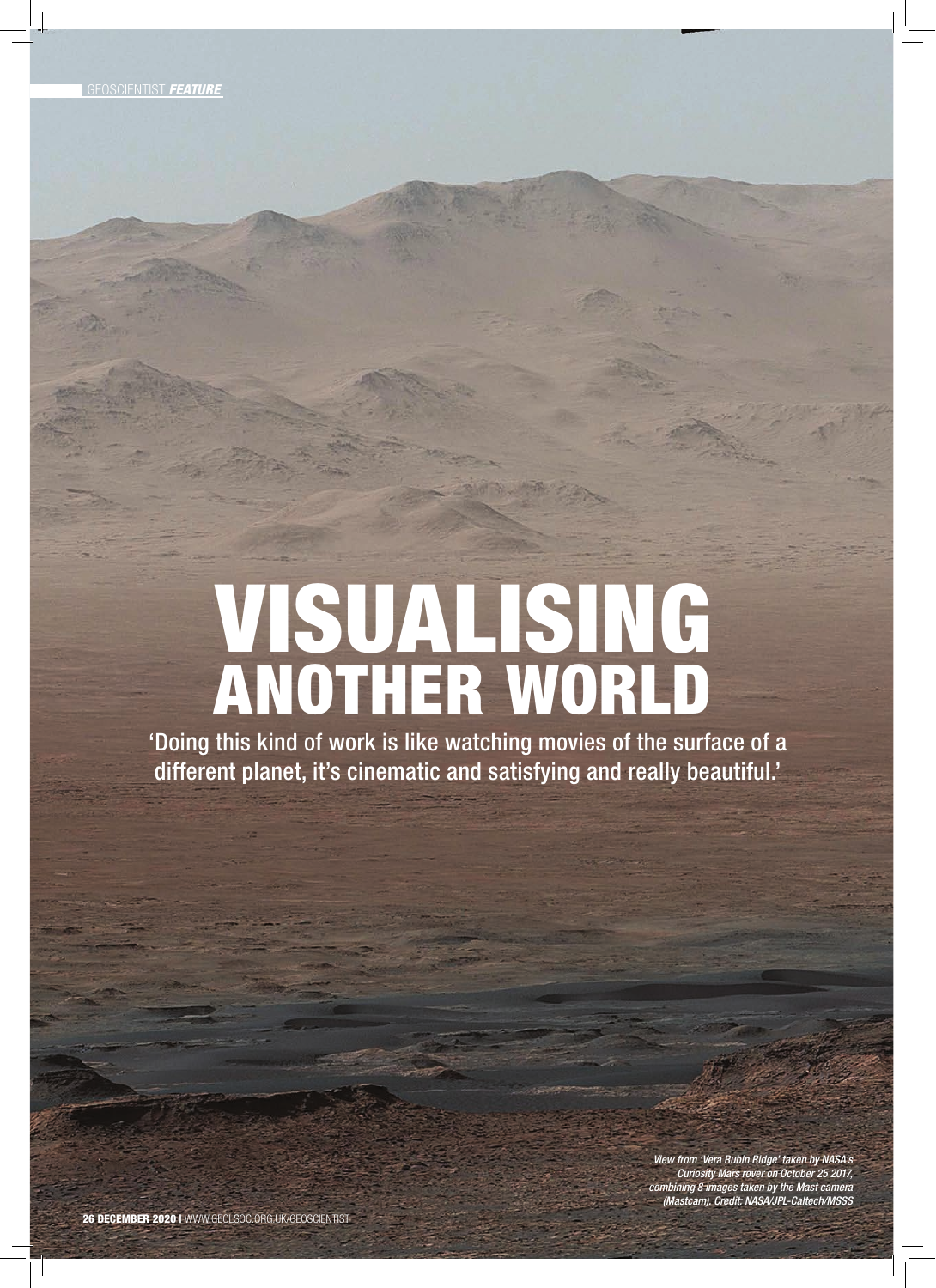# VISUALISING ANOTHER WORLD

'Doing this kind of work is like watching movies of the surface of a different planet, it's cinematic and satisfying and really beautiful.'

*View from 'Vera Rubin Ridge' taken by NASA's Curiosity Mars rover on October 25 2017, combining 8 images taken by the Mast camera (Mastcam). Credit: NASA/JPL-Caltech/MSSS*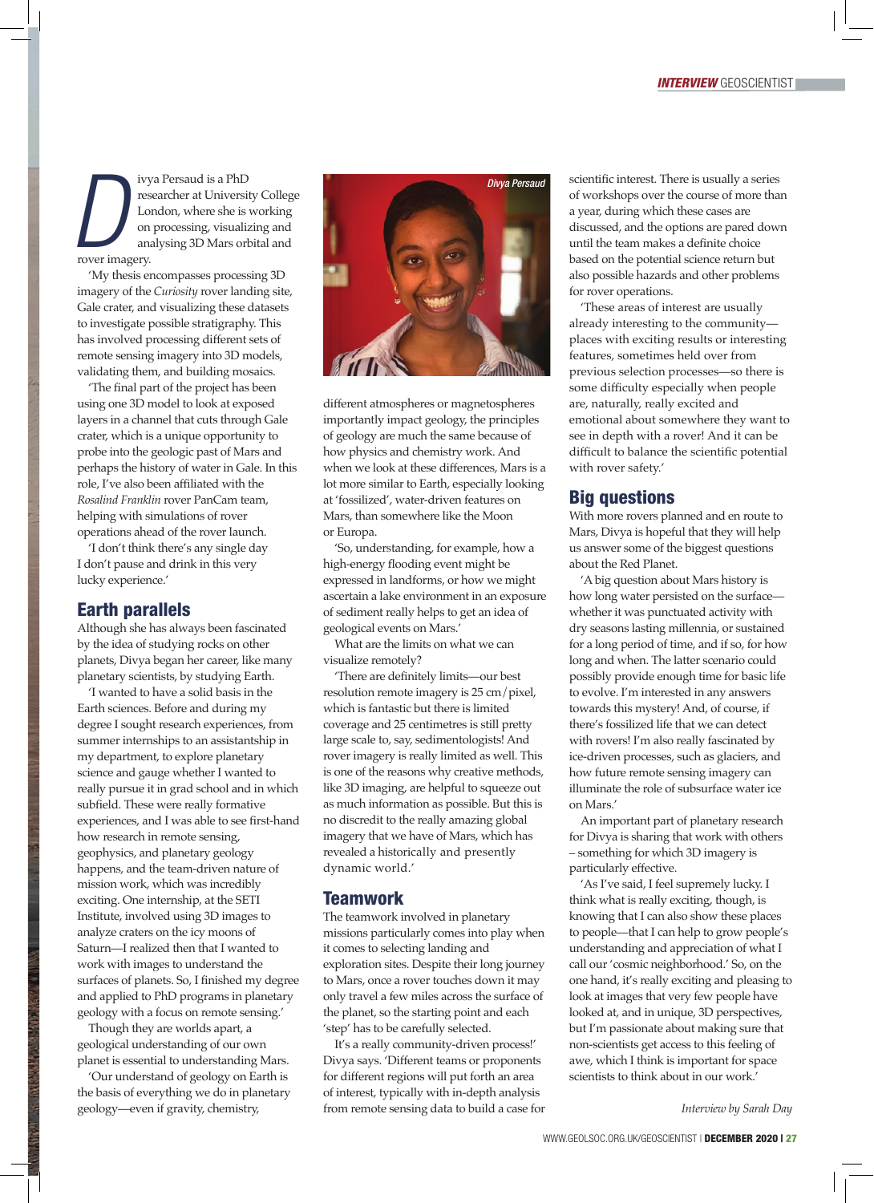Divya Persaud is a PhD researcher at University College London, where she is working on processing, visualizing and analysing 3D Mars orbital and rover imagery.

'My thesis encompasses processing 3D imagery of the *Curiosity* rover landing site, Gale crater, and visualizing these datasets to investigate possible stratigraphy. This has involved processing different sets of remote sensing imagery into 3D models, validating them, and building mosaics.

'The final part of the project has been using one 3D model to look at exposed layers in a channel that cuts through Gale crater, which is a unique opportunity to probe into the geologic past of Mars and perhaps the history of water in Gale. In this role, I've also been affiliated with the *Rosalind Franklin* rover PanCam team, helping with simulations of rover operations ahead of the rover launch.

'I don't think there's any single day I don't pause and drink in this very lucky experience.'

## Earth parallels

Although she has always been fascinated by the idea of studying rocks on other planets, Divya began her career, like many planetary scientists, by studying Earth.

'I wanted to have a solid basis in the Earth sciences. Before and during my degree I sought research experiences, from summer internships to an assistantship in my department, to explore planetary science and gauge whether I wanted to really pursue it in grad school and in which subfield. These were really formative experiences, and I was able to see first-hand how research in remote sensing, geophysics, and planetary geology happens, and the team-driven nature of mission work, which was incredibly exciting. One internship, at the SETI Institute, involved using 3D images to analyze craters on the icy moons of Saturn—I realized then that I wanted to work with images to understand the surfaces of planets. So, I finished my degree and applied to PhD programs in planetary geology with a focus on remote sensing.'

Though they are worlds apart, a geological understanding of our own planet is essential to understanding Mars.

'Our understand of geology on Earth is the basis of everything we do in planetary geology—even if gravity, chemistry, different atmospheres or magnetospheres importantly impact geology, the principles of geology are much the same because of how physics and chemistry work. And when we look at these differences, Mars is a lot more similar to Earth, especially looking at 'fossilized', water-driven features on Mars, than somewhere like the Moon or Europa.

'So, understanding, for example, how a high-energy flooding event might be expressed in landforms, or how we might ascertain a lake environment in an exposure of sediment really helps to get an idea of geological events on Mars.'

What are the limits on what we can visualize remotely?

'There are definitely limits—our best resolution remote imagery is 25 cm/pixel, which is fantastic but there is limited coverage and 25 centimetres is still pretty large scale to, say, sedimentologists! And rover imagery is really limited as well. This is one of the reasons why creative methods, like 3D imaging, are helpful to squeeze out as much information as possible. But this is no discredit to the really amazing global imagery that we have of Mars, which has revealed a historically and presently dynamic world.'

## Teamwork

The teamwork involved in planetary missions particularly comes into play when it comes to selecting landing and exploration sites. Despite their long journey to Mars, once a rover touches down it may only travel a few miles across the surface of the planet, so the starting point and each 'step' has to be carefully selected.

It's a really community-driven process!' Divya says. 'Different teams or proponents for different regions will put forth an area of interest, typically with in-depth analysis from remote sensing data to build a case for scientific interest. There is usually a series of workshops over the course of more than a year, during which these cases are discussed, and the options are pared down until the team makes a definite choice based on the potential science return but also possible hazards and other problems for rover operations.

'These areas of interest are usually already interesting to the community—places with exciting results or interesting features, sometimes held over from previous selection processes—so there is some difficulty especially when people are, naturally, really excited and emotional about somewhere they want to see in depth with a rover! And it can be difficult to balance the scientific potential with rover safety.'

## Big questions

With more rovers planned and en route to Mars, Divya is hopeful that they will help us answer some of the biggest questions about the Red Planet.

'A big question about Mars history is how long water persisted on the surface—whether it was punctuated activity with dry seasons lasting millennia, or sustained for a long period of time, and if so, for how long and when. The latter scenario could possibly provide enough time for basic life to evolve. I'm interested in any answers towards this mystery! And, of course, if there's fossilized life that we can detect with rovers! I'm also really fascinated by ice-driven processes, such as glaciers, and how future remote sensing imagery can illuminate the role of subsurface water ice on Mars.'

An important part of planetary research for Divya is sharing that work with others – something for which 3D imagery is particularly effective.

'As I've said, I feel supremely lucky. I think what is really exciting, though, is knowing that I can also show these places to people—that I can help to grow people's understanding and appreciation of what I call our 'cosmic neighborhood.' So, on the one hand, it's really exciting and pleasing to look at images that very few people have looked at, and in unique, 3D perspectives, but I'm passionate about making sure that non-scientists get access to this feeling of awe, which I think is important for space scientists to think about in our work.'

*Interview by Sarah Day*